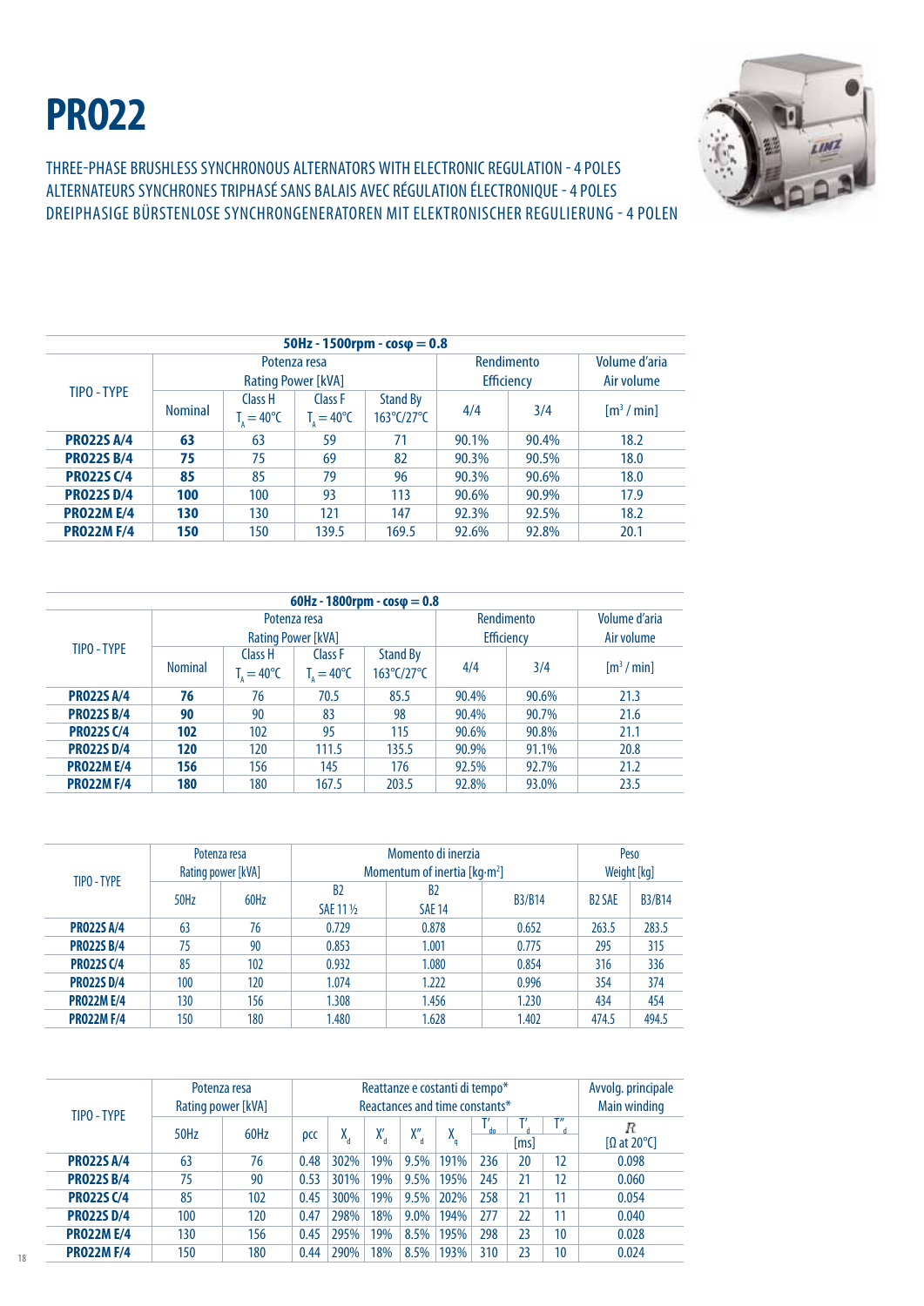# PRO22

THREE-PHASE BRUSHLESS SYNCHRONOUS ALTERNATORS WITH ELECTRONIC REGULATION - 4 POLES
ALTERNATEURS SYNCHRONES TRIPHASÉ SANS BALAIS AVEC RÉGULATION ÉLECTRONIQUE - 4 POLES
DREIPHASIGE BÜRSTENLOSE SYNCHRONGENERATOREN MIT ELEKTRONISCHER REGULIERUNG - 4 POLEN

| 50Hz - 1500rpm - cosφ = 0.8 | | | | | | | |
|---|---|---|---|---|---|---|---|
| TIPO - TYPE | Potenza resa Rating Power [kVA] | | | | Rendimento Efficiency | | Volume d'aria Air volume |
| | Nominal | Class H $T_A = 40°C$ | Class F $T_A = 40°C$ | Stand By 163°C/27°C | 4/4 | 3/4 | [$m^3$ / min] |
| **PRO22S A/4** | **63** | 63 | 59 | 71 | 90.1% | 90.4% | 18.2 |
| **PRO22S B/4** | **75** | 75 | 69 | 82 | 90.3% | 90.5% | 18.0 |
| **PRO22S C/4** | **85** | 85 | 79 | 96 | 90.3% | 90.6% | 18.0 |
| **PRO22S D/4** | **100** | 100 | 93 | 113 | 90.6% | 90.9% | 17.9 |
| **PRO22M E/4** | **130** | 130 | 121 | 147 | 92.3% | 92.5% | 18.2 |
| **PRO22M F/4** | **150** | 150 | 139.5 | 169.5 | 92.6% | 92.8% | 20.1 |

| 60Hz - 1800rpm - cosφ = 0.8 | | | | | | | |
|---|---|---|---|---|---|---|---|
| TIPO - TYPE | Potenza resa Rating Power [kVA] | | | | Rendimento Efficiency | | Volume d'aria Air volume |
| | Nominal | Class H $T_A = 40°C$ | Class F $T_A = 40°C$ | Stand By 163°C/27°C | 4/4 | 3/4 | [$m^3$ / min] |
| **PRO22S A/4** | **76** | 76 | 70.5 | 85.5 | 90.4% | 90.6% | 21.3 |
| **PRO22S B/4** | **90** | 90 | 83 | 98 | 90.4% | 90.7% | 21.6 |
| **PRO22S C/4** | **102** | 102 | 95 | 115 | 90.6% | 90.8% | 21.1 |
| **PRO22S D/4** | **120** | 120 | 111.5 | 135.5 | 90.9% | 91.1% | 20.8 |
| **PRO22M E/4** | **156** | 156 | 145 | 176 | 92.5% | 92.7% | 21.2 |
| **PRO22M F/4** | **180** | 180 | 167.5 | 203.5 | 92.8% | 93.0% | 23.5 |

| TIPO - TYPE | Potenza resa Rating power [kVA] | | Momento di inerzia Momentum of inertia [kg·m²] | | | Peso Weight [kg] | |
|---|---|---|---|---|---|---|---|
| | 50Hz | 60Hz | B2 SAE 11 ½ | B2 SAE 14 | B3/B14 | B2 SAE | B3/B14 |
| **PRO22S A/4** | 63 | 76 | 0.729 | 0.878 | 0.652 | 263.5 | 283.5 |
| **PRO22S B/4** | 75 | 90 | 0.853 | 1.001 | 0.775 | 295 | 315 |
| **PRO22S C/4** | 85 | 102 | 0.932 | 1.080 | 0.854 | 316 | 336 |
| **PRO22S D/4** | 100 | 120 | 1.074 | 1.222 | 0.996 | 354 | 374 |
| **PRO22M E/4** | 130 | 156 | 1.308 | 1.456 | 1.230 | 434 | 454 |
| **PRO22M F/4** | 150 | 180 | 1.480 | 1.628 | 1.402 | 474.5 | 494.5 |

| TIPO - TYPE | Potenza resa Rating power [kVA] | | Reattanze e costanti di tempo* Reactances and time constants* | | | | | | | | Avvolg. principale Main winding |
|---|---|---|---|---|---|---|---|---|---|---|---|
| | 50Hz | 60Hz | ρcc | $X_d$ | $X'_d$ | $X''_d$ | $X_q$ | $T'_{do}$ [ms] | $T'_d$ [ms] | $T''_d$ [ms] | $R$ [Ω at 20°C] |
| **PRO22S A/4** | 63 | 76 | 0.48 | 302% | 19% | 9.5% | 191% | 236 | 20 | 12 | 0.098 |
| **PRO22S B/4** | 75 | 90 | 0.53 | 301% | 19% | 9.5% | 195% | 245 | 21 | 12 | 0.060 |
| **PRO22S C/4** | 85 | 102 | 0.45 | 300% | 19% | 9.5% | 202% | 258 | 21 | 11 | 0.054 |
| **PRO22S D/4** | 100 | 120 | 0.47 | 298% | 18% | 9.0% | 194% | 277 | 22 | 11 | 0.040 |
| **PRO22M E/4** | 130 | 156 | 0.45 | 295% | 19% | 8.5% | 195% | 298 | 23 | 10 | 0.028 |
| **PRO22M F/4** | 150 | 180 | 0.44 | 290% | 18% | 8.5% | 193% | 310 | 23 | 10 | 0.024 |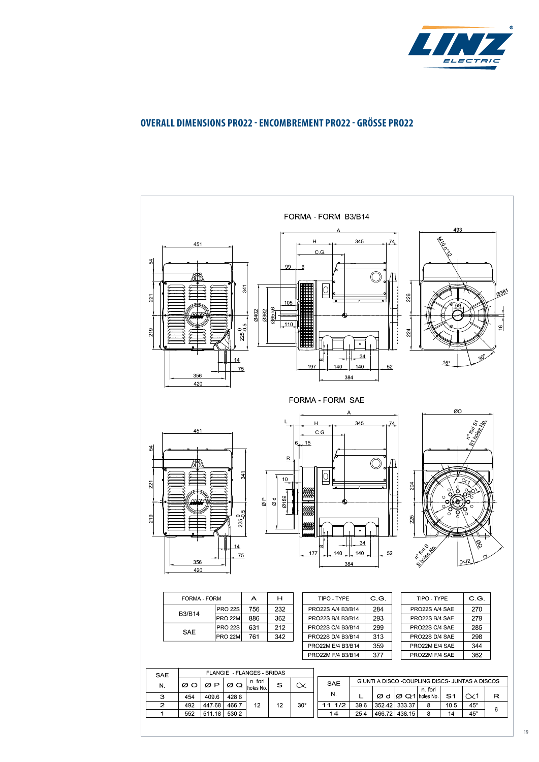# OVERALL DIMENSIONS PRO22 - ENCOMBREMENT PRO22 - GRÖSSE PRO22

FORMA - FORM B3/B14

FORMA - FORM SAE

| FORMA - FORM | | A | H |
|---|---|---|---|
| B3/B14 | PRO 22S | 756 | 232 |
| | PRO 22M | 886 | 362 |
| SAE | PRO 22S | 631 | 212 |
| | PRO 22M | 761 | 342 |

| TIPO - TYPE | C.G. |
|---|---|
| PRO22S A/4 B3/B14 | 284 |
| PRO22S B/4 B3/B14 | 293 |
| PRO22S C/4 B3/B14 | 299 |
| PRO22S D/4 B3/B14 | 313 |
| PRO22M E/4 B3/B14 | 359 |
| PRO22M F/4 B3/B14 | 377 |

| TIPO - TYPE | C.G. |
|---|---|
| PRO22S A/4 SAE | 270 |
| PRO22S B/4 SAE | 279 |
| PRO22S C/4 SAE | 285 |
| PRO22S D/4 SAE | 298 |
| PRO22M E/4 SAE | 344 |
| PRO22M F/4 SAE | 362 |

| SAE | FLANGIE - FLANGES - BRIDAS | | | | | |
|---|---|---|---|---|---|---|
| N. | Ø O | Ø P | Ø Q | n. fori holes No. | S | ∝ |
| 3 | 454 | 409.6 | 428.6 | 12 | 12 | 30° |
| 2 | 492 | 447.68 | 466.7 | 12 | 12 | 30° |
| 1 | 552 | 511.18 | 530.2 | 12 | 12 | 30° |

| SAE | GIUNTI A DISCO -COUPLING DISCS- JUNTAS A DISCOS | | | | | | |
|---|---|---|---|---|---|---|---|
| N. | L | Ø d | Ø Q1 | n. fori holes No. | S1 | ∝1 | R |
| 11 1/2 | 39.6 | 352.42 | 333.37 | 8 | 10.5 | 45° | 6 |
| 14 | 25.4 | 466.72 | 438.15 | 8 | 14 | 45° | 6 |